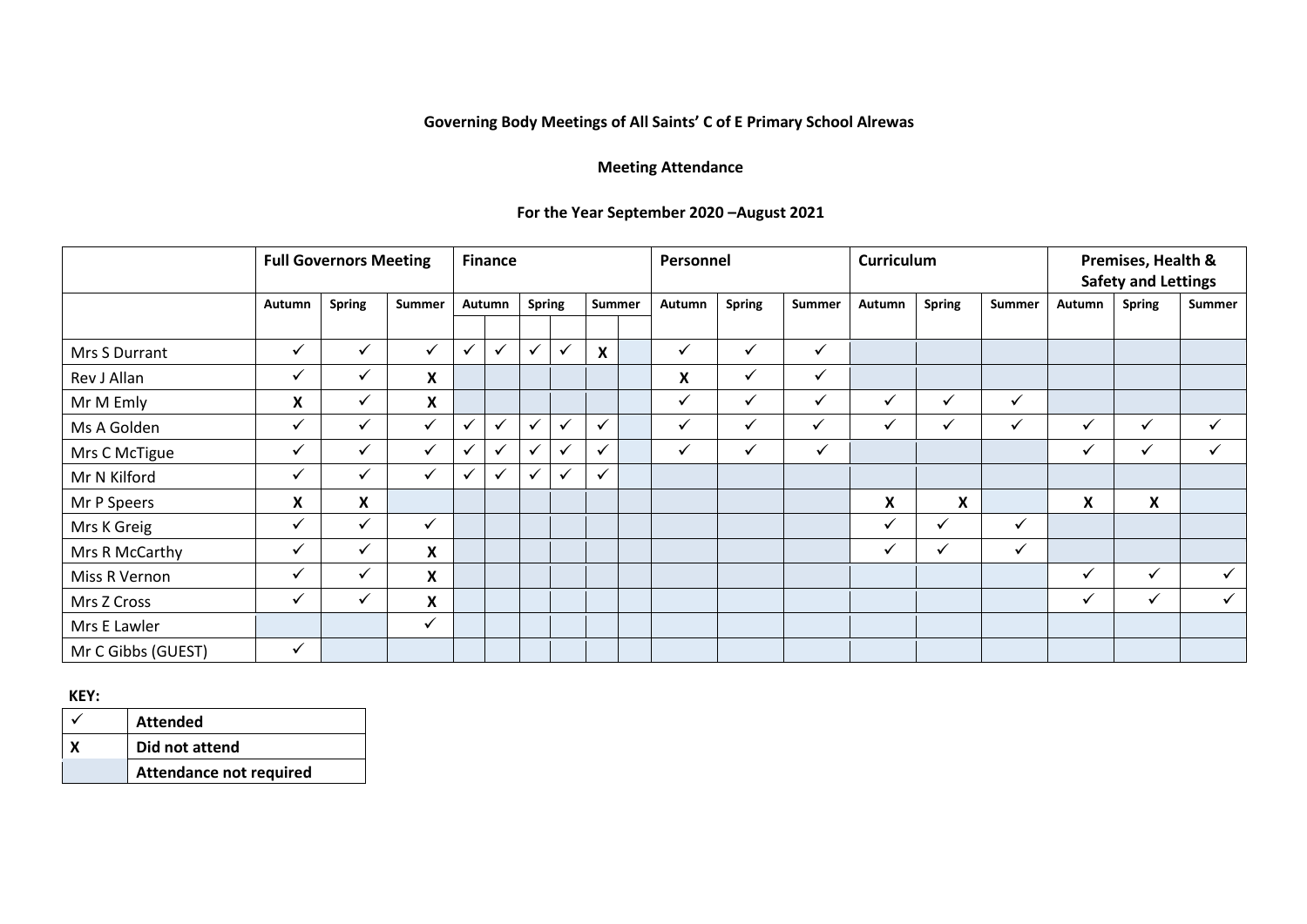**Governing Body Meetings of All Saints' C of E Primary School Alrewas**

**Meeting Attendance**

**For the Year September 2020 –August 2021**

| | Full Governors Meeting | | | Finance | | | | | | Personnel | | | Curriculum | | | Premises, Health & Safety and Lettings | | |
|---|---|---|---|---|---|---|---|---|---|---|---|---|---|---|---|---|---|---|
| | Autumn | Spring | Summer | Autumn | | Spring | | Summer | | Autumn | Spring | Summer | Autumn | Spring | Summer | Autumn | Spring | Summer |
| Mrs S Durrant | ✓ | ✓ | ✓ | ✓ | ✓ | ✓ | ✓ | X | | ✓ | ✓ | ✓ | | | | | | |
| Rev J Allan | ✓ | ✓ | X | | | | | | | X | ✓ | ✓ | | | | | | |
| Mr M Emly | X | ✓ | X | | | | | | | ✓ | ✓ | ✓ | ✓ | ✓ | ✓ | | | |
| Ms A Golden | ✓ | ✓ | ✓ | ✓ | ✓ | ✓ | ✓ | ✓ | | ✓ | ✓ | ✓ | ✓ | ✓ | ✓ | ✓ | ✓ | ✓ |
| Mrs C McTigue | ✓ | ✓ | ✓ | ✓ | ✓ | ✓ | ✓ | ✓ | | ✓ | ✓ | ✓ | | | | ✓ | ✓ | ✓ |
| Mr N Kilford | ✓ | ✓ | ✓ | ✓ | ✓ | ✓ | ✓ | ✓ | | | | | | | | | | |
| Mr P Speers | X | X | | | | | | | | | | | X | X | | X | X | |
| Mrs K Greig | ✓ | ✓ | ✓ | | | | | | | | | | ✓ | ✓ | ✓ | | | |
| Mrs R McCarthy | ✓ | ✓ | X | | | | | | | | | | ✓ | ✓ | ✓ | | | |
| Miss R Vernon | ✓ | ✓ | X | | | | | | | | | | | | | ✓ | ✓ | ✓ |
| Mrs Z Cross | ✓ | ✓ | X | | | | | | | | | | | | | ✓ | ✓ | ✓ |
| Mrs E Lawler | | | ✓ | | | | | | | | | | | | | | | |
| Mr C Gibbs (GUEST) | ✓ | | | | | | | | | | | | | | | | | |

**KEY:**

| Symbol | Meaning |
|---|---|
| ✓ | **Attended** |
| X | **Did not attend** |
| (shaded) | **Attendance not required** |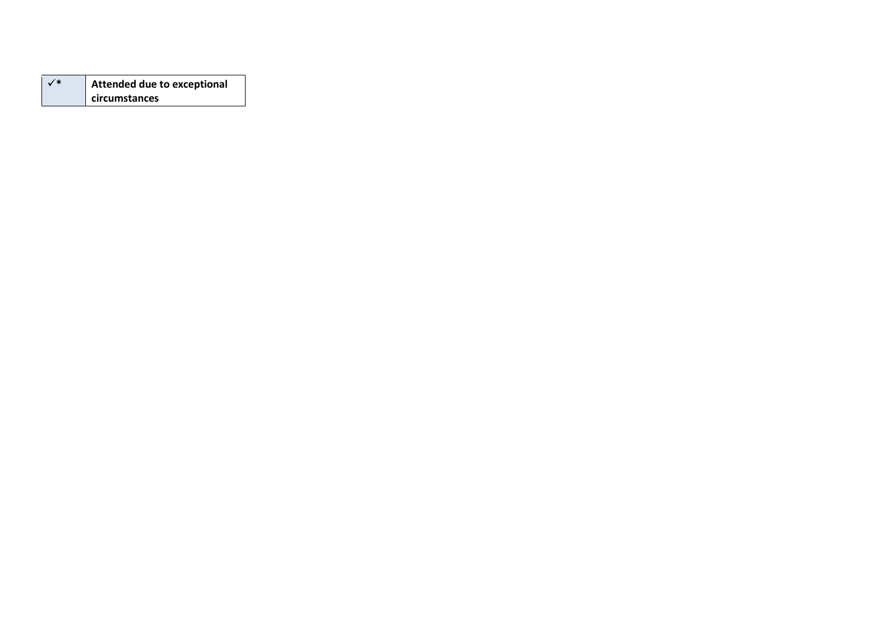| | |
|---|---|
| ✓* | **Attended due to exceptional circumstances** |